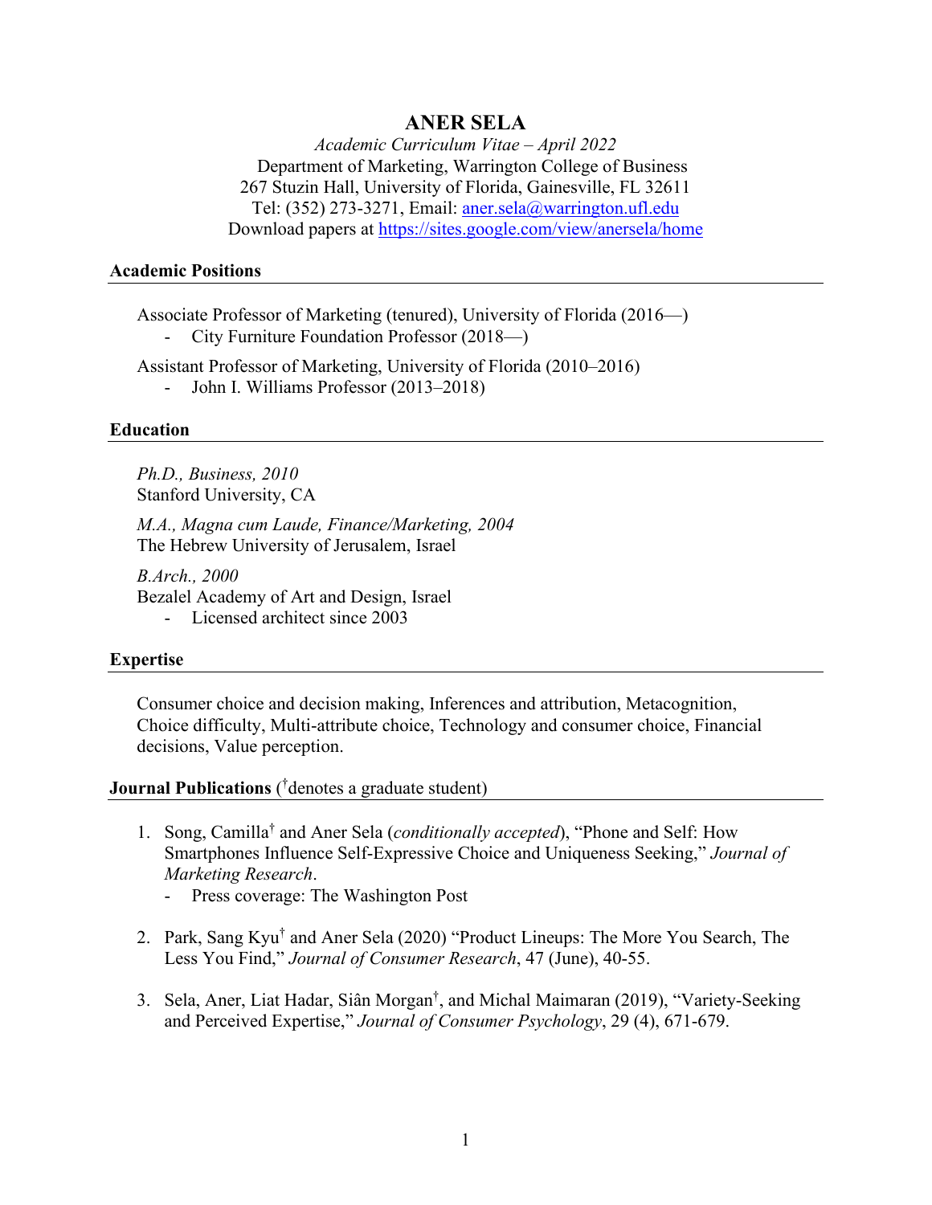# ANER SELA

*Academic Curriculum Vitae – April 2022*
Department of Marketing, Warrington College of Business
267 Stuzin Hall, University of Florida, Gainesville, FL 32611
Tel: (352) 273-3271, Email: [aner.sela@warrington.ufl.edu](mailto:aner.sela@warrington.ufl.edu)
Download papers at [https://sites.google.com/view/anersela/home](https://sites.google.com/view/anersela/home)

## Academic Positions

Associate Professor of Marketing (tenured), University of Florida (2016—)
- City Furniture Foundation Professor (2018—)

Assistant Professor of Marketing, University of Florida (2010–2016)
- John I. Williams Professor (2013–2018)

## Education

*Ph.D., Business, 2010*
Stanford University, CA

*M.A., Magna cum Laude, Finance/Marketing, 2004*
The Hebrew University of Jerusalem, Israel

*B.Arch., 2000*
Bezalel Academy of Art and Design, Israel
- Licensed architect since 2003

## Expertise

Consumer choice and decision making, Inferences and attribution, Metacognition, Choice difficulty, Multi-attribute choice, Technology and consumer choice, Financial decisions, Value perception.

## Journal Publications ([†]denotes a graduate student)

1. Song, Camilla[†] and Aner Sela (*conditionally accepted*), "Phone and Self: How Smartphones Influence Self-Expressive Choice and Uniqueness Seeking," *Journal of Marketing Research*.
   - Press coverage: The Washington Post

2. Park, Sang Kyu[†] and Aner Sela (2020) "Product Lineups: The More You Search, The Less You Find," *Journal of Consumer Research*, 47 (June), 40-55.

3. Sela, Aner, Liat Hadar, Siân Morgan[†], and Michal Maimaran (2019), "Variety-Seeking and Perceived Expertise," *Journal of Consumer Psychology*, 29 (4), 671-679.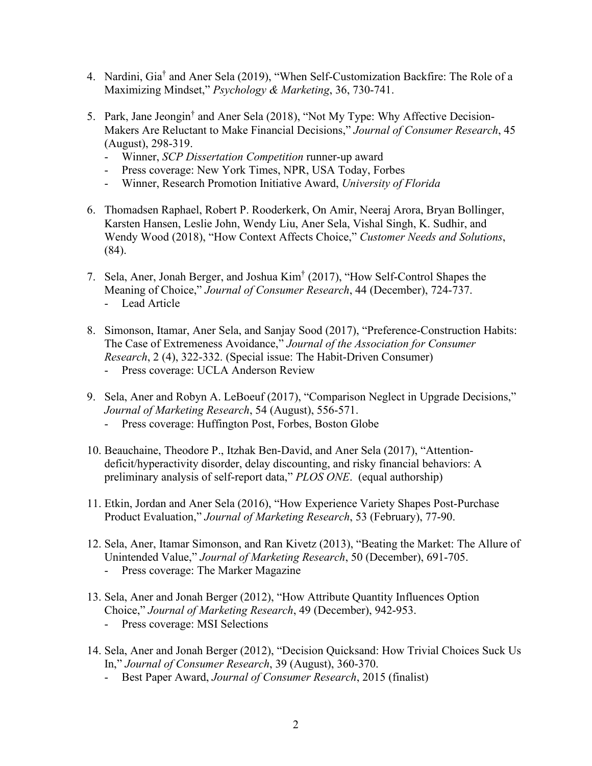4. Nardini, Gia[†] and Aner Sela (2019), "When Self-Customization Backfire: The Role of a Maximizing Mindset," *Psychology & Marketing*, 36, 730-741.

5. Park, Jane Jeongin[†] and Aner Sela (2018), "Not My Type: Why Affective Decision-Makers Are Reluctant to Make Financial Decisions," *Journal of Consumer Research*, 45 (August), 298-319.
   - Winner, *SCP Dissertation Competition* runner-up award
   - Press coverage: New York Times, NPR, USA Today, Forbes
   - Winner, Research Promotion Initiative Award, *University of Florida*

6. Thomadsen Raphael, Robert P. Rooderkerk, On Amir, Neeraj Arora, Bryan Bollinger, Karsten Hansen, Leslie John, Wendy Liu, Aner Sela, Vishal Singh, K. Sudhir, and Wendy Wood (2018), "How Context Affects Choice," *Customer Needs and Solutions*, (84).

7. Sela, Aner, Jonah Berger, and Joshua Kim[†] (2017), "How Self-Control Shapes the Meaning of Choice," *Journal of Consumer Research*, 44 (December), 724-737.
   - Lead Article

8. Simonson, Itamar, Aner Sela, and Sanjay Sood (2017), "Preference-Construction Habits: The Case of Extremeness Avoidance," *Journal of the Association for Consumer Research*, 2 (4), 322-332. (Special issue: The Habit-Driven Consumer)
   - Press coverage: UCLA Anderson Review

9. Sela, Aner and Robyn A. LeBoeuf (2017), "Comparison Neglect in Upgrade Decisions," *Journal of Marketing Research*, 54 (August), 556-571.
   - Press coverage: Huffington Post, Forbes, Boston Globe

10. Beauchaine, Theodore P., Itzhak Ben-David, and Aner Sela (2017), "Attention-deficit/hyperactivity disorder, delay discounting, and risky financial behaviors: A preliminary analysis of self-report data," *PLOS ONE*. (equal authorship)

11. Etkin, Jordan and Aner Sela (2016), "How Experience Variety Shapes Post-Purchase Product Evaluation," *Journal of Marketing Research*, 53 (February), 77-90.

12. Sela, Aner, Itamar Simonson, and Ran Kivetz (2013), "Beating the Market: The Allure of Unintended Value," *Journal of Marketing Research*, 50 (December), 691-705.
    - Press coverage: The Marker Magazine

13. Sela, Aner and Jonah Berger (2012), "How Attribute Quantity Influences Option Choice," *Journal of Marketing Research*, 49 (December), 942-953.
    - Press coverage: MSI Selections

14. Sela, Aner and Jonah Berger (2012), "Decision Quicksand: How Trivial Choices Suck Us In," *Journal of Consumer Research*, 39 (August), 360-370.
    - Best Paper Award, *Journal of Consumer Research*, 2015 (finalist)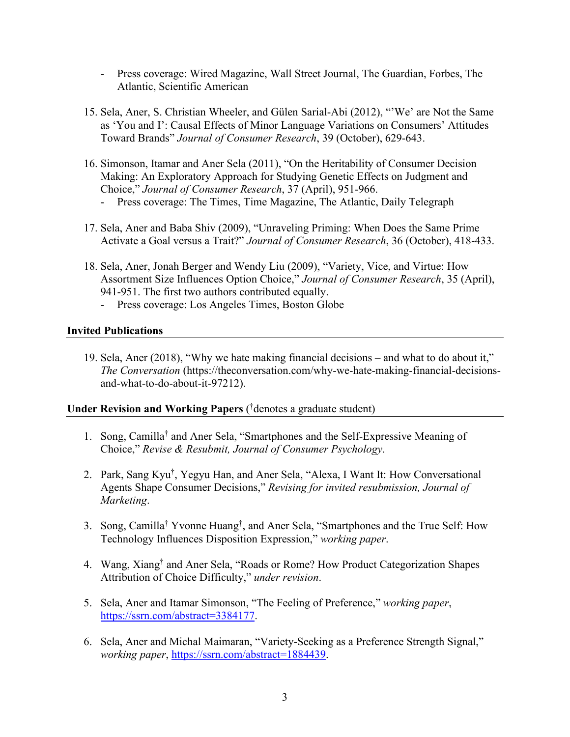- Press coverage: Wired Magazine, Wall Street Journal, The Guardian, Forbes, The Atlantic, Scientific American

15. Sela, Aner, S. Christian Wheeler, and Gülen Sarial-Abi (2012), "'We' are Not the Same as 'You and I': Causal Effects of Minor Language Variations on Consumers' Attitudes Toward Brands" *Journal of Consumer Research*, 39 (October), 629-643.

16. Simonson, Itamar and Aner Sela (2011), "On the Heritability of Consumer Decision Making: An Exploratory Approach for Studying Genetic Effects on Judgment and Choice," *Journal of Consumer Research*, 37 (April), 951-966.
    - Press coverage: The Times, Time Magazine, The Atlantic, Daily Telegraph

17. Sela, Aner and Baba Shiv (2009), "Unraveling Priming: When Does the Same Prime Activate a Goal versus a Trait?" *Journal of Consumer Research*, 36 (October), 418-433.

18. Sela, Aner, Jonah Berger and Wendy Liu (2009), "Variety, Vice, and Virtue: How Assortment Size Influences Option Choice," *Journal of Consumer Research*, 35 (April), 941-951. The first two authors contributed equally.
    - Press coverage: Los Angeles Times, Boston Globe

## Invited Publications

19. Sela, Aner (2018), "Why we hate making financial decisions – and what to do about it," *The Conversation* (https://theconversation.com/why-we-hate-making-financial-decisions-and-what-to-do-about-it-97212).

## Under Revision and Working Papers († denotes a graduate student)

1. Song, Camilla† and Aner Sela, "Smartphones and the Self-Expressive Meaning of Choice," *Revise & Resubmit, Journal of Consumer Psychology*.

2. Park, Sang Kyu†, Yegyu Han, and Aner Sela, "Alexa, I Want It: How Conversational Agents Shape Consumer Decisions," *Revising for invited resubmission, Journal of Marketing*.

3. Song, Camilla† Yvonne Huang†, and Aner Sela, "Smartphones and the True Self: How Technology Influences Disposition Expression," *working paper*.

4. Wang, Xiang† and Aner Sela, "Roads or Rome? How Product Categorization Shapes Attribution of Choice Difficulty," *under revision*.

5. Sela, Aner and Itamar Simonson, "The Feeling of Preference," *working paper*, https://ssrn.com/abstract=3384177.

6. Sela, Aner and Michal Maimaran, "Variety-Seeking as a Preference Strength Signal," *working paper*, https://ssrn.com/abstract=1884439.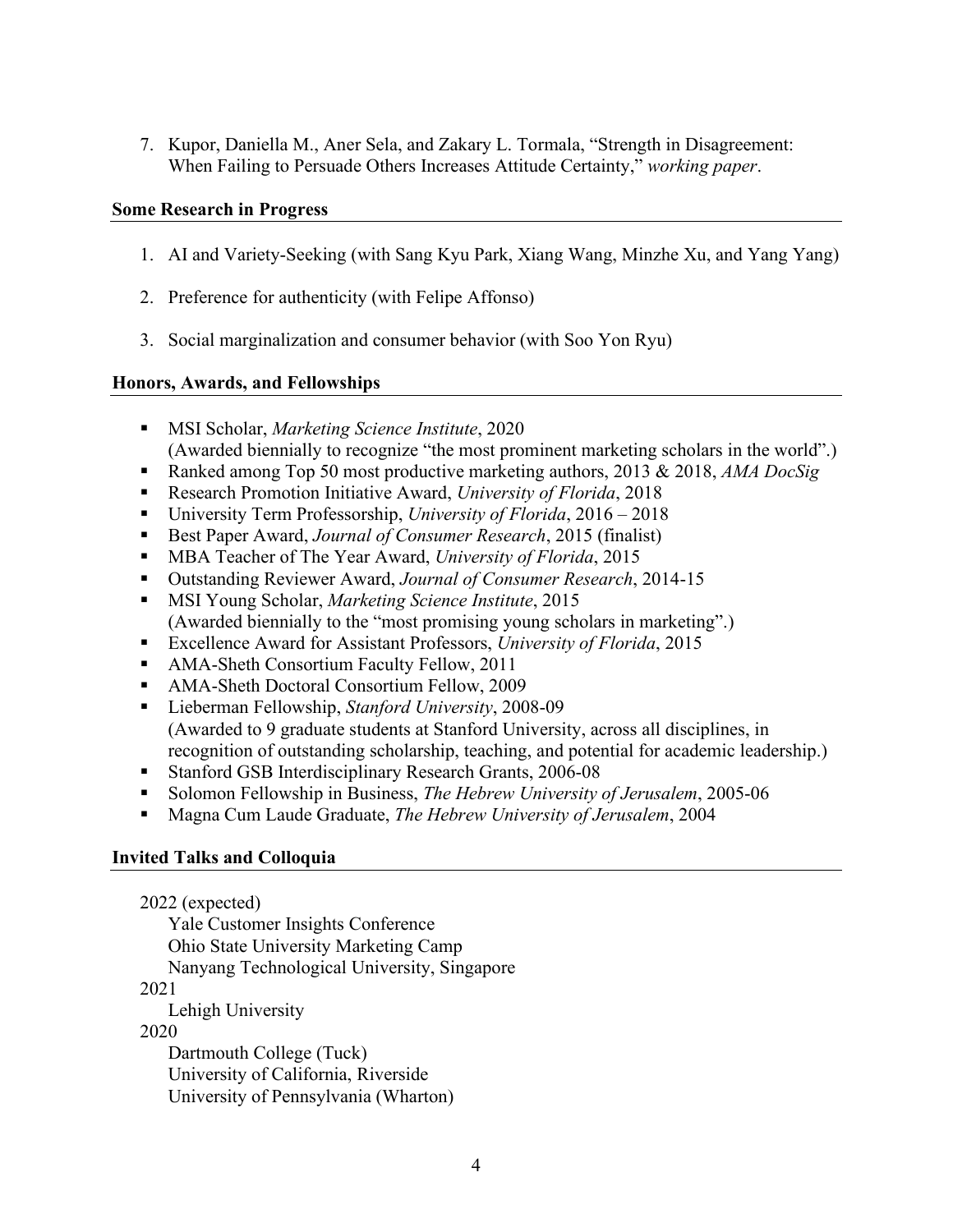7. Kupor, Daniella M., Aner Sela, and Zakary L. Tormala, "Strength in Disagreement: When Failing to Persuade Others Increases Attitude Certainty," *working paper*.

## Some Research in Progress

1. AI and Variety-Seeking (with Sang Kyu Park, Xiang Wang, Minzhe Xu, and Yang Yang)

2. Preference for authenticity (with Felipe Affonso)

3. Social marginalization and consumer behavior (with Soo Yon Ryu)

## Honors, Awards, and Fellowships

- MSI Scholar, *Marketing Science Institute*, 2020
  (Awarded biennially to recognize "the most prominent marketing scholars in the world".)
- Ranked among Top 50 most productive marketing authors, 2013 & 2018, *AMA DocSig*
- Research Promotion Initiative Award, *University of Florida*, 2018
- University Term Professorship, *University of Florida*, 2016 – 2018
- Best Paper Award, *Journal of Consumer Research*, 2015 (finalist)
- MBA Teacher of The Year Award, *University of Florida*, 2015
- Outstanding Reviewer Award, *Journal of Consumer Research*, 2014-15
- MSI Young Scholar, *Marketing Science Institute*, 2015
  (Awarded biennially to the "most promising young scholars in marketing".)
- Excellence Award for Assistant Professors, *University of Florida*, 2015
- AMA-Sheth Consortium Faculty Fellow, 2011
- AMA-Sheth Doctoral Consortium Fellow, 2009
- Lieberman Fellowship, *Stanford University*, 2008-09
  (Awarded to 9 graduate students at Stanford University, across all disciplines, in recognition of outstanding scholarship, teaching, and potential for academic leadership.)
- Stanford GSB Interdisciplinary Research Grants, 2006-08
- Solomon Fellowship in Business, *The Hebrew University of Jerusalem*, 2005-06
- Magna Cum Laude Graduate, *The Hebrew University of Jerusalem*, 2004

## Invited Talks and Colloquia

2022 (expected)
- Yale Customer Insights Conference
- Ohio State University Marketing Camp
- Nanyang Technological University, Singapore

2021
- Lehigh University

2020
- Dartmouth College (Tuck)
- University of California, Riverside
- University of Pennsylvania (Wharton)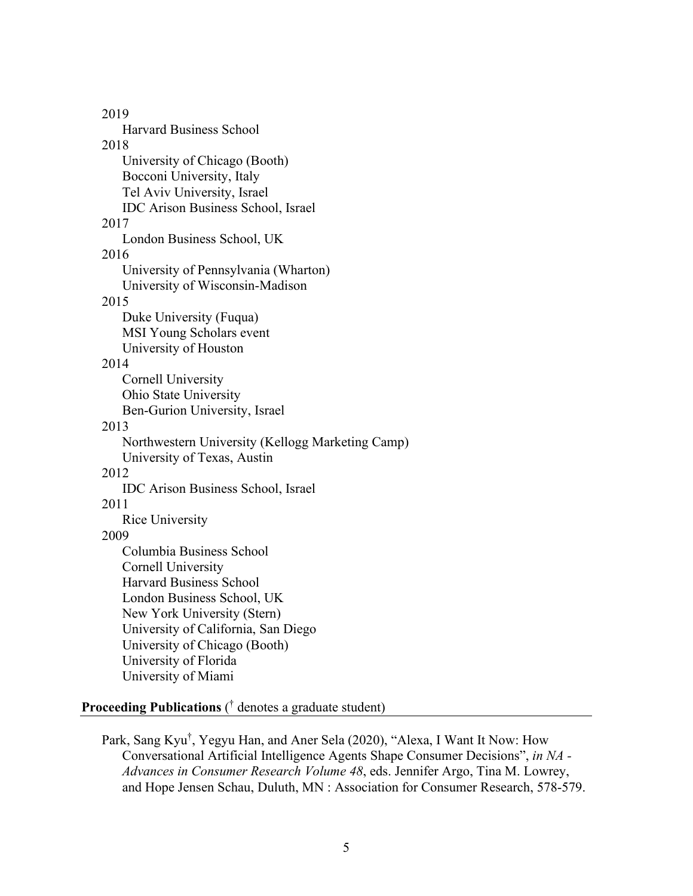2019

- Harvard Business School

2018

- University of Chicago (Booth)
- Bocconi University, Italy
- Tel Aviv University, Israel
- IDC Arison Business School, Israel

2017

- London Business School, UK

2016

- University of Pennsylvania (Wharton)
- University of Wisconsin-Madison

2015

- Duke University (Fuqua)
- MSI Young Scholars event
- University of Houston

2014

- Cornell University
- Ohio State University
- Ben-Gurion University, Israel

2013

- Northwestern University (Kellogg Marketing Camp)
- University of Texas, Austin

2012

- IDC Arison Business School, Israel

2011

- Rice University

2009

- Columbia Business School
- Cornell University
- Harvard Business School
- London Business School, UK
- New York University (Stern)
- University of California, San Diego
- University of Chicago (Booth)
- University of Florida
- University of Miami

## **Proceeding Publications** († denotes a graduate student)

Park, Sang Kyu†, Yegyu Han, and Aner Sela (2020), "Alexa, I Want It Now: How Conversational Artificial Intelligence Agents Shape Consumer Decisions", *in NA - Advances in Consumer Research Volume 48*, eds. Jennifer Argo, Tina M. Lowrey, and Hope Jensen Schau, Duluth, MN : Association for Consumer Research, 578-579.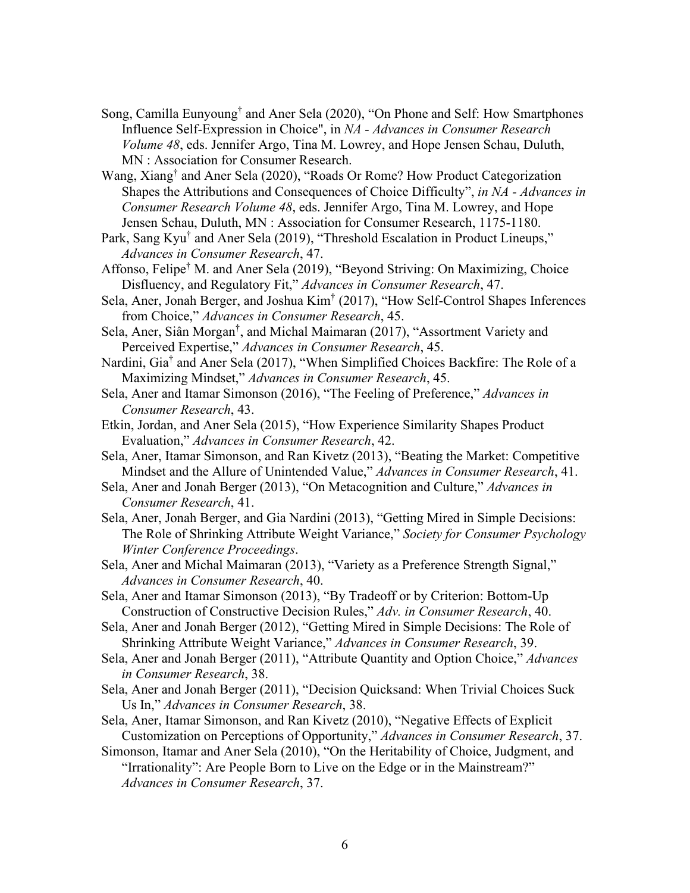Song, Camilla Eunyoung[†] and Aner Sela (2020), "On Phone and Self: How Smartphones Influence Self-Expression in Choice", in *NA - Advances in Consumer Research Volume 48*, eds. Jennifer Argo, Tina M. Lowrey, and Hope Jensen Schau, Duluth, MN : Association for Consumer Research.

Wang, Xiang[†] and Aner Sela (2020), "Roads Or Rome? How Product Categorization Shapes the Attributions and Consequences of Choice Difficulty", *in NA - Advances in Consumer Research Volume 48*, eds. Jennifer Argo, Tina M. Lowrey, and Hope Jensen Schau, Duluth, MN : Association for Consumer Research, 1175-1180.

Park, Sang Kyu[†] and Aner Sela (2019), "Threshold Escalation in Product Lineups," *Advances in Consumer Research*, 47.

Affonso, Felipe[†] M. and Aner Sela (2019), "Beyond Striving: On Maximizing, Choice Disfluency, and Regulatory Fit," *Advances in Consumer Research*, 47.

Sela, Aner, Jonah Berger, and Joshua Kim[†] (2017), "How Self-Control Shapes Inferences from Choice," *Advances in Consumer Research*, 45.

Sela, Aner, Siân Morgan[†], and Michal Maimaran (2017), "Assortment Variety and Perceived Expertise," *Advances in Consumer Research*, 45.

Nardini, Gia[†] and Aner Sela (2017), "When Simplified Choices Backfire: The Role of a Maximizing Mindset," *Advances in Consumer Research*, 45.

Sela, Aner and Itamar Simonson (2016), "The Feeling of Preference," *Advances in Consumer Research*, 43.

Etkin, Jordan, and Aner Sela (2015), "How Experience Similarity Shapes Product Evaluation," *Advances in Consumer Research*, 42.

Sela, Aner, Itamar Simonson, and Ran Kivetz (2013), "Beating the Market: Competitive Mindset and the Allure of Unintended Value," *Advances in Consumer Research*, 41.

Sela, Aner and Jonah Berger (2013), "On Metacognition and Culture," *Advances in Consumer Research*, 41.

Sela, Aner, Jonah Berger, and Gia Nardini (2013), "Getting Mired in Simple Decisions: The Role of Shrinking Attribute Weight Variance," *Society for Consumer Psychology Winter Conference Proceedings*.

Sela, Aner and Michal Maimaran (2013), "Variety as a Preference Strength Signal," *Advances in Consumer Research*, 40.

Sela, Aner and Itamar Simonson (2013), "By Tradeoff or by Criterion: Bottom-Up Construction of Constructive Decision Rules," *Adv. in Consumer Research*, 40.

Sela, Aner and Jonah Berger (2012), "Getting Mired in Simple Decisions: The Role of Shrinking Attribute Weight Variance," *Advances in Consumer Research*, 39.

Sela, Aner and Jonah Berger (2011), "Attribute Quantity and Option Choice," *Advances in Consumer Research*, 38.

Sela, Aner and Jonah Berger (2011), "Decision Quicksand: When Trivial Choices Suck Us In," *Advances in Consumer Research*, 38.

Sela, Aner, Itamar Simonson, and Ran Kivetz (2010), "Negative Effects of Explicit Customization on Perceptions of Opportunity," *Advances in Consumer Research*, 37.

Simonson, Itamar and Aner Sela (2010), "On the Heritability of Choice, Judgment, and "Irrationality": Are People Born to Live on the Edge or in the Mainstream?" *Advances in Consumer Research*, 37.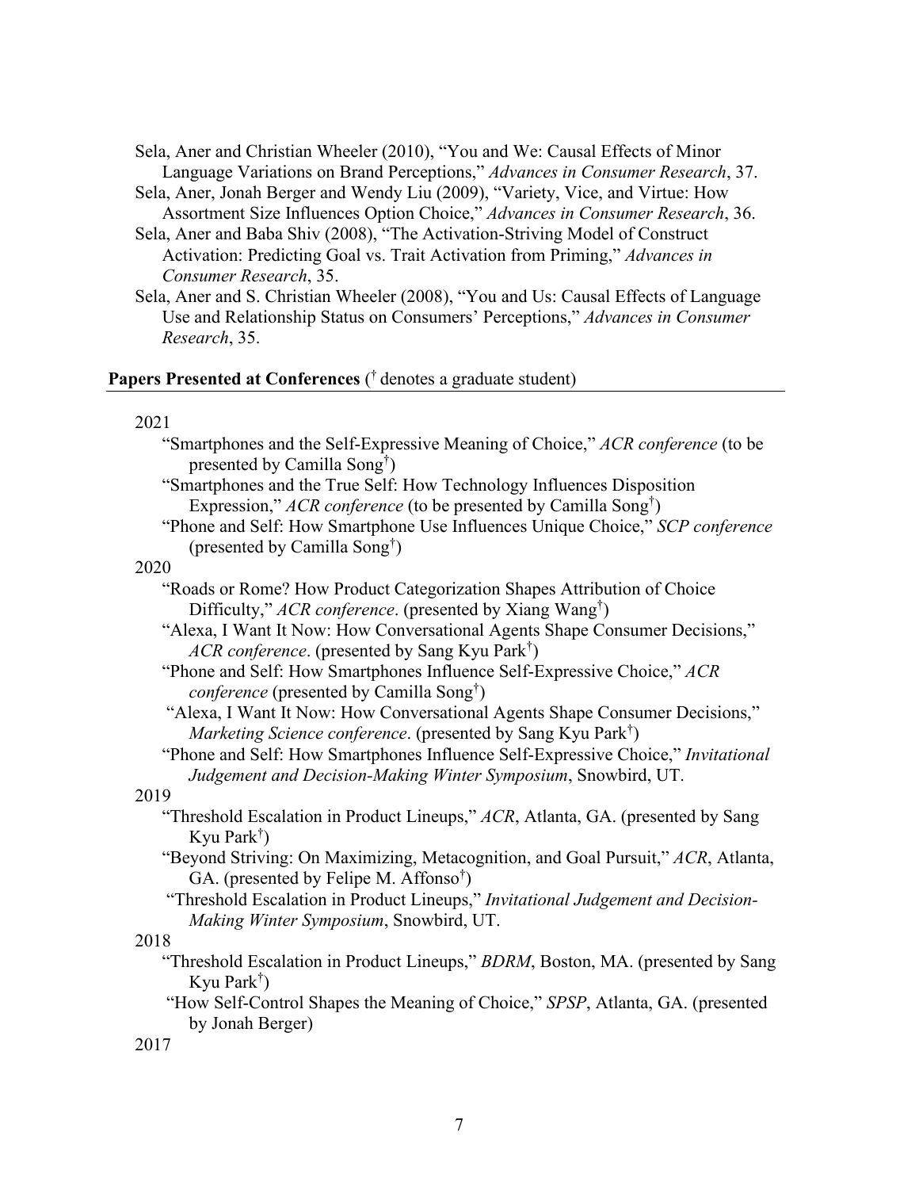Sela, Aner and Christian Wheeler (2010), "You and We: Causal Effects of Minor Language Variations on Brand Perceptions," *Advances in Consumer Research*, 37.

Sela, Aner, Jonah Berger and Wendy Liu (2009), "Variety, Vice, and Virtue: How Assortment Size Influences Option Choice," *Advances in Consumer Research*, 36.

Sela, Aner and Baba Shiv (2008), "The Activation-Striving Model of Construct Activation: Predicting Goal vs. Trait Activation from Priming," *Advances in Consumer Research*, 35.

Sela, Aner and S. Christian Wheeler (2008), "You and Us: Causal Effects of Language Use and Relationship Status on Consumers' Perceptions," *Advances in Consumer Research*, 35.

## **Papers Presented at Conferences** († denotes a graduate student)

2021

- "Smartphones and the Self-Expressive Meaning of Choice," *ACR conference* (to be presented by Camilla Song†)
- "Smartphones and the True Self: How Technology Influences Disposition Expression," *ACR conference* (to be presented by Camilla Song†)
- "Phone and Self: How Smartphone Use Influences Unique Choice," *SCP conference* (presented by Camilla Song†)

2020

- "Roads or Rome? How Product Categorization Shapes Attribution of Choice Difficulty," *ACR conference*. (presented by Xiang Wang†)
- "Alexa, I Want It Now: How Conversational Agents Shape Consumer Decisions," *ACR conference*. (presented by Sang Kyu Park†)
- "Phone and Self: How Smartphones Influence Self-Expressive Choice," *ACR conference* (presented by Camilla Song†)
- "Alexa, I Want It Now: How Conversational Agents Shape Consumer Decisions," *Marketing Science conference*. (presented by Sang Kyu Park†)
- "Phone and Self: How Smartphones Influence Self-Expressive Choice," *Invitational Judgement and Decision-Making Winter Symposium*, Snowbird, UT.

2019

- "Threshold Escalation in Product Lineups," *ACR*, Atlanta, GA. (presented by Sang Kyu Park†)
- "Beyond Striving: On Maximizing, Metacognition, and Goal Pursuit," *ACR*, Atlanta, GA. (presented by Felipe M. Affonso†)
- "Threshold Escalation in Product Lineups," *Invitational Judgement and Decision-Making Winter Symposium*, Snowbird, UT.

2018

- "Threshold Escalation in Product Lineups," *BDRM*, Boston, MA. (presented by Sang Kyu Park†)
- "How Self-Control Shapes the Meaning of Choice," *SPSP*, Atlanta, GA. (presented by Jonah Berger)

2017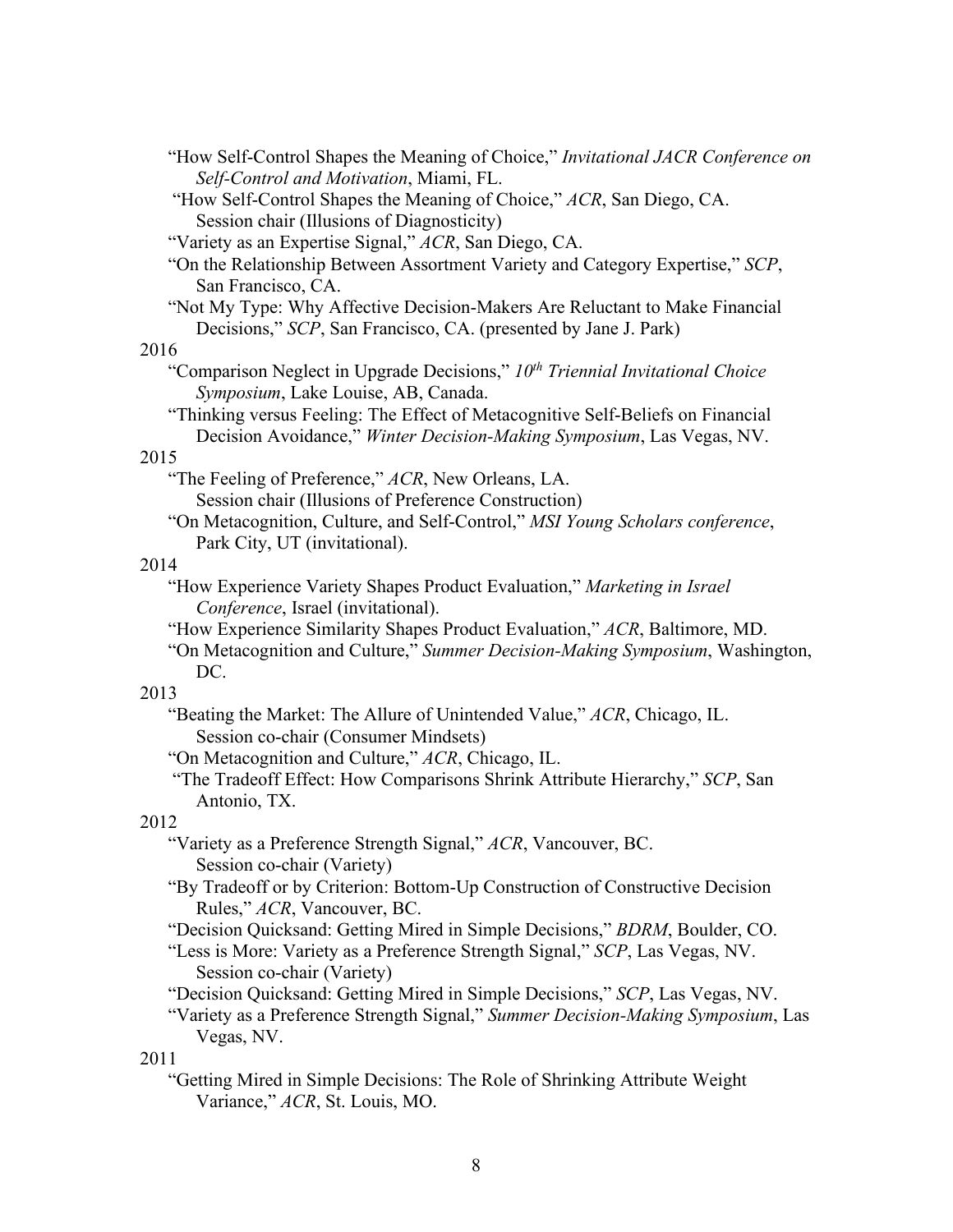"How Self-Control Shapes the Meaning of Choice," *Invitational JACR Conference on Self-Control and Motivation*, Miami, FL.

"How Self-Control Shapes the Meaning of Choice," *ACR*, San Diego, CA.
Session chair (Illusions of Diagnosticity)

"Variety as an Expertise Signal," *ACR*, San Diego, CA.

"On the Relationship Between Assortment Variety and Category Expertise," *SCP*, San Francisco, CA.

"Not My Type: Why Affective Decision-Makers Are Reluctant to Make Financial Decisions," *SCP*, San Francisco, CA. (presented by Jane J. Park)

2016

"Comparison Neglect in Upgrade Decisions," *10th Triennial Invitational Choice Symposium*, Lake Louise, AB, Canada.

"Thinking versus Feeling: The Effect of Metacognitive Self-Beliefs on Financial Decision Avoidance," *Winter Decision-Making Symposium*, Las Vegas, NV.

2015

"The Feeling of Preference," *ACR*, New Orleans, LA.
Session chair (Illusions of Preference Construction)

"On Metacognition, Culture, and Self-Control," *MSI Young Scholars conference*, Park City, UT (invitational).

2014

"How Experience Variety Shapes Product Evaluation," *Marketing in Israel Conference*, Israel (invitational).

"How Experience Similarity Shapes Product Evaluation," *ACR*, Baltimore, MD.

"On Metacognition and Culture," *Summer Decision-Making Symposium*, Washington, DC.

2013

"Beating the Market: The Allure of Unintended Value," *ACR*, Chicago, IL.
Session co-chair (Consumer Mindsets)

"On Metacognition and Culture," *ACR*, Chicago, IL.

"The Tradeoff Effect: How Comparisons Shrink Attribute Hierarchy," *SCP*, San Antonio, TX.

2012

"Variety as a Preference Strength Signal," *ACR*, Vancouver, BC.
Session co-chair (Variety)

"By Tradeoff or by Criterion: Bottom-Up Construction of Constructive Decision Rules," *ACR*, Vancouver, BC.

"Decision Quicksand: Getting Mired in Simple Decisions," *BDRM*, Boulder, CO.

"Less is More: Variety as a Preference Strength Signal," *SCP*, Las Vegas, NV.
Session co-chair (Variety)

"Decision Quicksand: Getting Mired in Simple Decisions," *SCP*, Las Vegas, NV.

"Variety as a Preference Strength Signal," *Summer Decision-Making Symposium*, Las Vegas, NV.

2011

"Getting Mired in Simple Decisions: The Role of Shrinking Attribute Weight Variance," *ACR*, St. Louis, MO.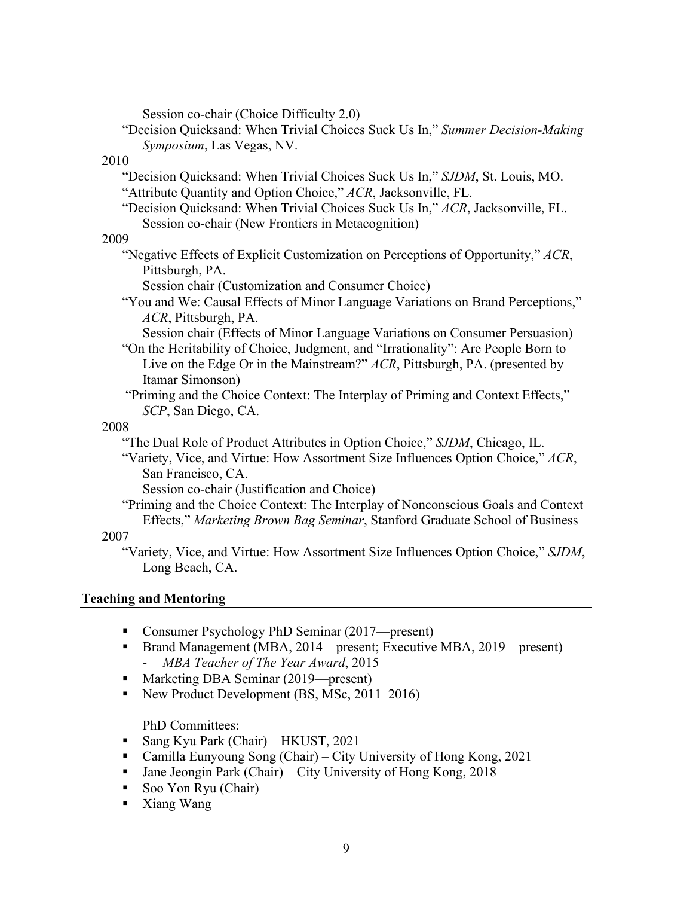Session co-chair (Choice Difficulty 2.0)

"Decision Quicksand: When Trivial Choices Suck Us In," *Summer Decision-Making Symposium*, Las Vegas, NV.

2010

"Decision Quicksand: When Trivial Choices Suck Us In," *SJDM*, St. Louis, MO.

"Attribute Quantity and Option Choice," *ACR*, Jacksonville, FL.

"Decision Quicksand: When Trivial Choices Suck Us In," *ACR*, Jacksonville, FL.
Session co-chair (New Frontiers in Metacognition)

2009

"Negative Effects of Explicit Customization on Perceptions of Opportunity," *ACR*, Pittsburgh, PA.
Session chair (Customization and Consumer Choice)

"You and We: Causal Effects of Minor Language Variations on Brand Perceptions," *ACR*, Pittsburgh, PA.
Session chair (Effects of Minor Language Variations on Consumer Persuasion)

"On the Heritability of Choice, Judgment, and "Irrationality": Are People Born to Live on the Edge Or in the Mainstream?" *ACR*, Pittsburgh, PA. (presented by Itamar Simonson)

"Priming and the Choice Context: The Interplay of Priming and Context Effects," *SCP*, San Diego, CA.

2008

"The Dual Role of Product Attributes in Option Choice," *SJDM*, Chicago, IL.

"Variety, Vice, and Virtue: How Assortment Size Influences Option Choice," *ACR*, San Francisco, CA.
Session co-chair (Justification and Choice)

"Priming and the Choice Context: The Interplay of Nonconscious Goals and Context Effects," *Marketing Brown Bag Seminar*, Stanford Graduate School of Business

2007

"Variety, Vice, and Virtue: How Assortment Size Influences Option Choice," *SJDM*, Long Beach, CA.

## Teaching and Mentoring

- Consumer Psychology PhD Seminar (2017—present)
- Brand Management (MBA, 2014—present; Executive MBA, 2019—present)
  - *MBA Teacher of The Year Award*, 2015
- Marketing DBA Seminar (2019—present)
- New Product Development (BS, MSc, 2011–2016)

PhD Committees:

- Sang Kyu Park (Chair) – HKUST, 2021
- Camilla Eunyoung Song (Chair) – City University of Hong Kong, 2021
- Jane Jeongin Park (Chair) – City University of Hong Kong, 2018
- Soo Yon Ryu (Chair)
- Xiang Wang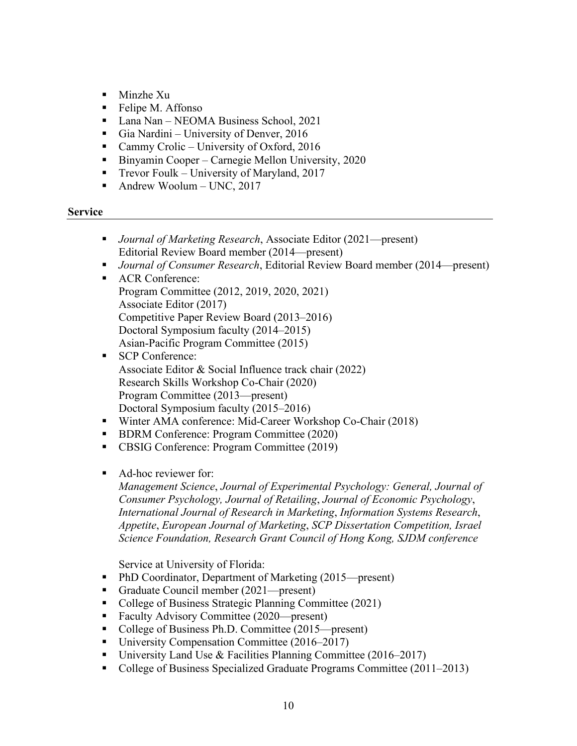- Minzhe Xu
- Felipe M. Affonso
- Lana Nan – NEOMA Business School, 2021
- Gia Nardini – University of Denver, 2016
- Cammy Crolic – University of Oxford, 2016
- Binyamin Cooper – Carnegie Mellon University, 2020
- Trevor Foulk – University of Maryland, 2017
- Andrew Woolum – UNC, 2017

## Service

- *Journal of Marketing Research*, Associate Editor (2021—present)
  Editorial Review Board member (2014—present)
- *Journal of Consumer Research*, Editorial Review Board member (2014—present)
- ACR Conference:
  Program Committee (2012, 2019, 2020, 2021)
  Associate Editor (2017)
  Competitive Paper Review Board (2013–2016)
  Doctoral Symposium faculty (2014–2015)
  Asian-Pacific Program Committee (2015)
- SCP Conference:
  Associate Editor & Social Influence track chair (2022)
  Research Skills Workshop Co-Chair (2020)
  Program Committee (2013—present)
  Doctoral Symposium faculty (2015–2016)
- Winter AMA conference: Mid-Career Workshop Co-Chair (2018)
- BDRM Conference: Program Committee (2020)
- CBSIG Conference: Program Committee (2019)
- Ad-hoc reviewer for:
  *Management Science*, *Journal of Experimental Psychology: General, Journal of Consumer Psychology, Journal of Retailing*, *Journal of Economic Psychology*, *International Journal of Research in Marketing*, *Information Systems Research*, *Appetite*, *European Journal of Marketing*, *SCP Dissertation Competition, Israel Science Foundation, Research Grant Council of Hong Kong, SJDM conference*

  Service at University of Florida:
- PhD Coordinator, Department of Marketing (2015—present)
- Graduate Council member (2021—present)
- College of Business Strategic Planning Committee (2021)
- Faculty Advisory Committee (2020—present)
- College of Business Ph.D. Committee (2015—present)
- University Compensation Committee (2016–2017)
- University Land Use & Facilities Planning Committee (2016–2017)
- College of Business Specialized Graduate Programs Committee (2011–2013)